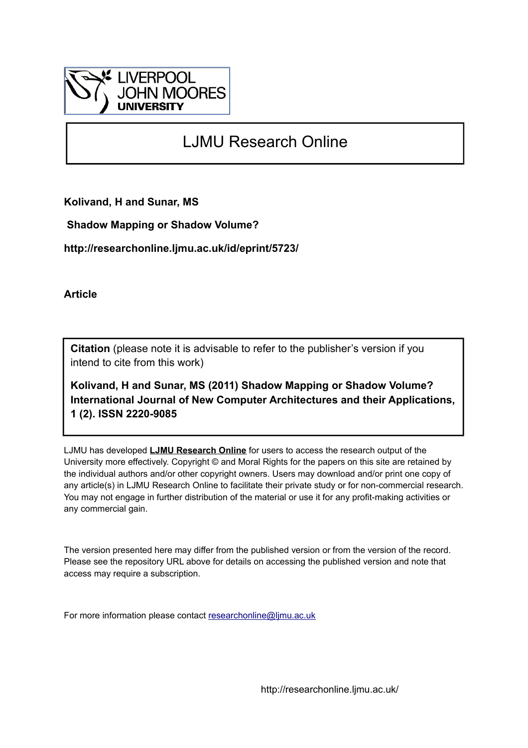LIVERPOOL JOHN MOORES UNIVERSITY

# LJMU Research Online

**Kolivand, H and Sunar, MS**

**Shadow Mapping or Shadow Volume?**

**http://researchonline.ljmu.ac.uk/id/eprint/5723/**

**Article**

**Citation** (please note it is advisable to refer to the publisher's version if you intend to cite from this work)

**Kolivand, H and Sunar, MS (2011) Shadow Mapping or Shadow Volume? International Journal of New Computer Architectures and their Applications, 1 (2). ISSN 2220-9085**

LJMU has developed **LJMU Research Online** for users to access the research output of the University more effectively. Copyright © and Moral Rights for the papers on this site are retained by the individual authors and/or other copyright owners. Users may download and/or print one copy of any article(s) in LJMU Research Online to facilitate their private study or for non-commercial research. You may not engage in further distribution of the material or use it for any profit-making activities or any commercial gain.

The version presented here may differ from the published version or from the version of the record. Please see the repository URL above for details on accessing the published version and note that access may require a subscription.

For more information please contact researchonline@ljmu.ac.uk

http://researchonline.ljmu.ac.uk/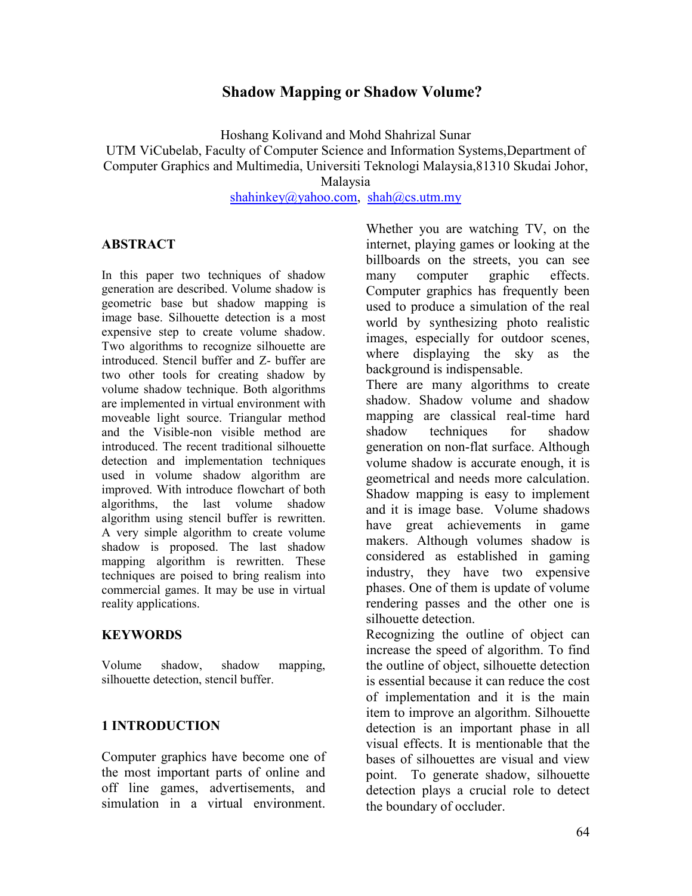# Shadow Mapping or Shadow Volume?

Hoshang Kolivand and Mohd Shahrizal Sunar

UTM ViCubelab, Faculty of Computer Science and Information Systems,Department of Computer Graphics and Multimedia, Universiti Teknologi Malaysia,81310 Skudai Johor, Malaysia

shahinkey@yahoo.com, shah@cs.utm.my

## ABSTRACT

In this paper two techniques of shadow generation are described. Volume shadow is geometric base but shadow mapping is image base. Silhouette detection is a most expensive step to create volume shadow. Two algorithms to recognize silhouette are introduced. Stencil buffer and Z- buffer are two other tools for creating shadow by volume shadow technique. Both algorithms are implemented in virtual environment with moveable light source. Triangular method and the Visible-non visible method are introduced. The recent traditional silhouette detection and implementation techniques used in volume shadow algorithm are improved. With introduce flowchart of both algorithms, the last volume shadow algorithm using stencil buffer is rewritten. A very simple algorithm to create volume shadow is proposed. The last shadow mapping algorithm is rewritten. These techniques are poised to bring realism into commercial games. It may be use in virtual reality applications.

## KEYWORDS

Volume shadow, shadow mapping, silhouette detection, stencil buffer.

## 1 INTRODUCTION

Computer graphics have become one of the most important parts of online and off line games, advertisements, and simulation in a virtual environment. Whether you are watching TV, on the internet, playing games or looking at the billboards on the streets, you can see many computer graphic effects. Computer graphics has frequently been used to produce a simulation of the real world by synthesizing photo realistic images, especially for outdoor scenes, where displaying the sky as the background is indispensable.

There are many algorithms to create shadow. Shadow volume and shadow mapping are classical real-time hard shadow techniques for shadow generation on non-flat surface. Although volume shadow is accurate enough, it is geometrical and needs more calculation. Shadow mapping is easy to implement and it is image base. Volume shadows have great achievements in game makers. Although volumes shadow is considered as established in gaming industry, they have two expensive phases. One of them is update of volume rendering passes and the other one is silhouette detection.

Recognizing the outline of object can increase the speed of algorithm. To find the outline of object, silhouette detection is essential because it can reduce the cost of implementation and it is the main item to improve an algorithm. Silhouette detection is an important phase in all visual effects. It is mentionable that the bases of silhouettes are visual and view point. To generate shadow, silhouette detection plays a crucial role to detect the boundary of occluder.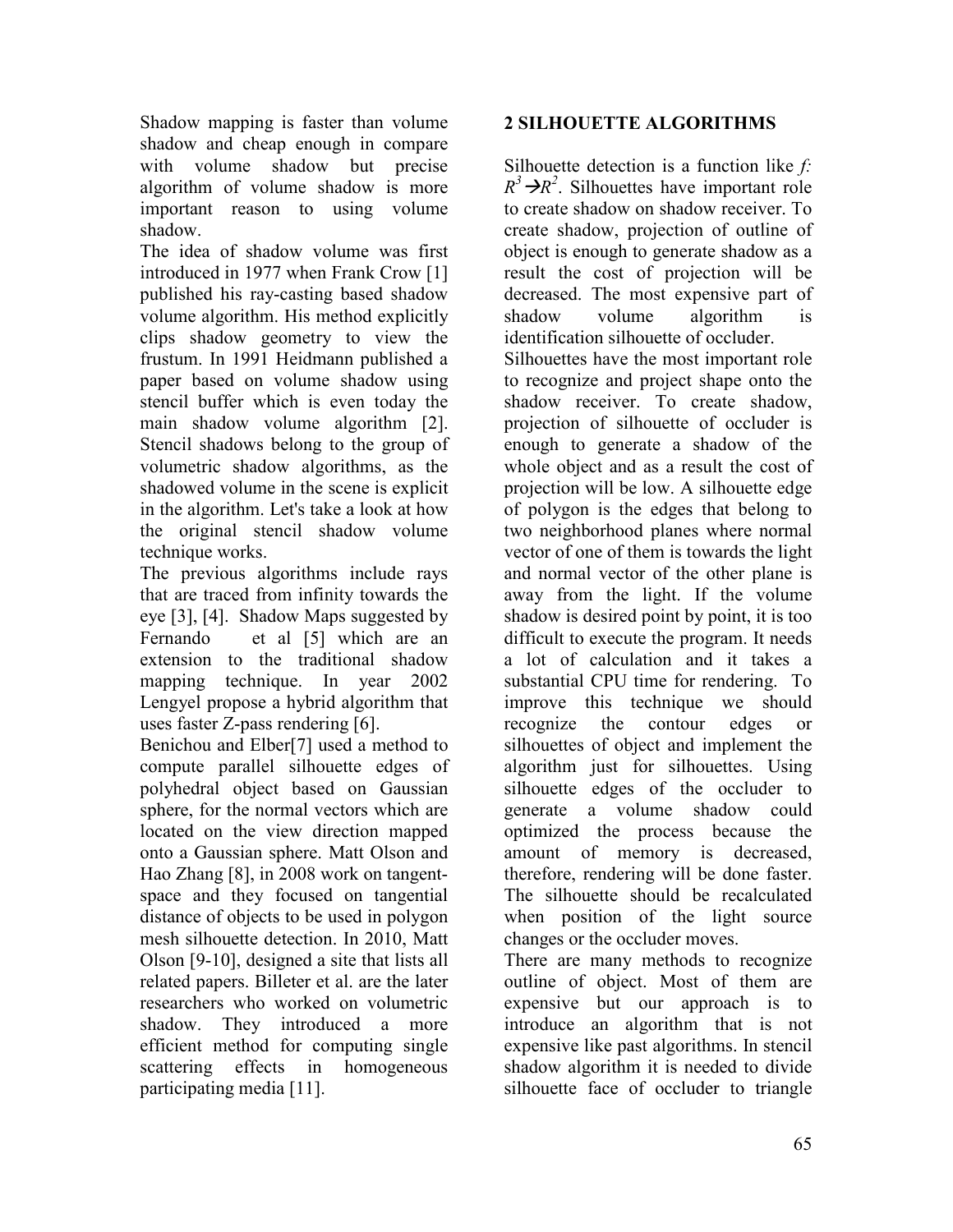Shadow mapping is faster than volume shadow and cheap enough in compare with volume shadow but precise algorithm of volume shadow is more important reason to using volume shadow.

The idea of shadow volume was first introduced in 1977 when Frank Crow [1] published his ray-casting based shadow volume algorithm. His method explicitly clips shadow geometry to view the frustum. In 1991 Heidmann published a paper based on volume shadow using stencil buffer which is even today the main shadow volume algorithm [2]. Stencil shadows belong to the group of volumetric shadow algorithms, as the shadowed volume in the scene is explicit in the algorithm. Let's take a look at how the original stencil shadow volume technique works.

The previous algorithms include rays that are traced from infinity towards the eye [3], [4]. Shadow Maps suggested by Fernando et al [5] which are an extension to the traditional shadow mapping technique. In year 2002 Lengyel propose a hybrid algorithm that uses faster Z-pass rendering [6].

Benichou and Elber[7] used a method to compute parallel silhouette edges of polyhedral object based on Gaussian sphere, for the normal vectors which are located on the view direction mapped onto a Gaussian sphere. Matt Olson and Hao Zhang [8], in 2008 work on tangent-space and they focused on tangential distance of objects to be used in polygon mesh silhouette detection. In 2010, Matt Olson [9-10], designed a site that lists all related papers. Billeter et al. are the later researchers who worked on volumetric shadow. They introduced a more efficient method for computing single scattering effects in homogeneous participating media [11].

## 2 SILHOUETTE ALGORITHMS

Silhouette detection is a function like *f*: $R^3 \rightarrow R^2$. Silhouettes have important role to create shadow on shadow receiver. To create shadow, projection of outline of object is enough to generate shadow as a result the cost of projection will be decreased. The most expensive part of shadow volume algorithm is identification silhouette of occluder.

Silhouettes have the most important role to recognize and project shape onto the shadow receiver. To create shadow, projection of silhouette of occluder is enough to generate a shadow of the whole object and as a result the cost of projection will be low. A silhouette edge of polygon is the edges that belong to two neighborhood planes where normal vector of one of them is towards the light and normal vector of the other plane is away from the light. If the volume shadow is desired point by point, it is too difficult to execute the program. It needs a lot of calculation and it takes a substantial CPU time for rendering. To improve this technique we should recognize the contour edges or silhouettes of object and implement the algorithm just for silhouettes. Using silhouette edges of the occluder to generate a volume shadow could optimized the process because the amount of memory is decreased, therefore, rendering will be done faster. The silhouette should be recalculated when position of the light source changes or the occluder moves.

There are many methods to recognize outline of object. Most of them are expensive but our approach is to introduce an algorithm that is not expensive like past algorithms. In stencil shadow algorithm it is needed to divide silhouette face of occluder to triangle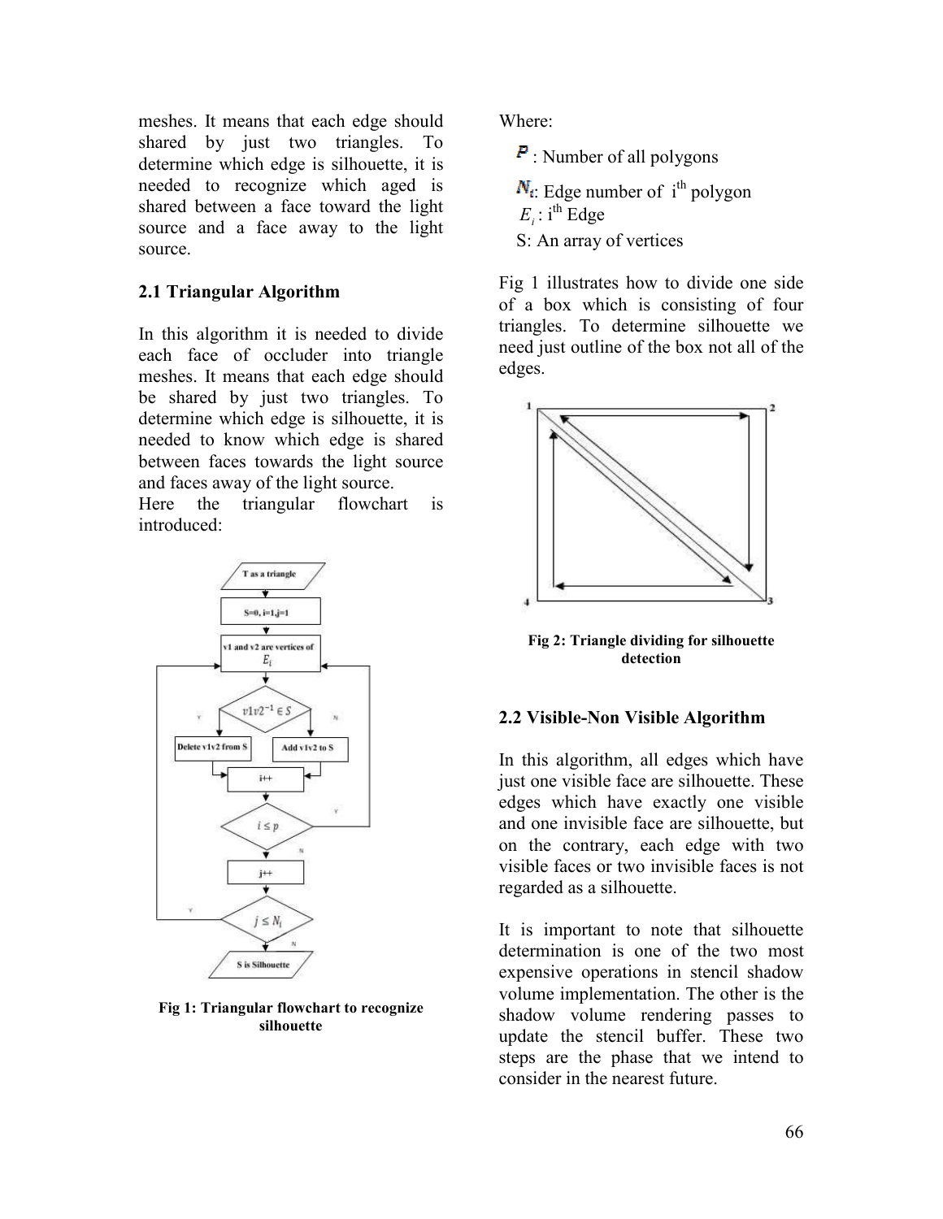meshes. It means that each edge should shared by just two triangles. To determine which edge is silhouette, it is needed to recognize which aged is shared between a face toward the light source and a face away to the light source.

### 2.1 Triangular Algorithm

In this algorithm it is needed to divide each face of occluder into triangle meshes. It means that each edge should be shared by just two triangles. To determine which edge is silhouette, it is needed to know which edge is shared between faces towards the light source and faces away of the light source.

Here the triangular flowchart is introduced:

**Fig 1: Triangular flowchart to recognize silhouette**

Where:

$P$ : Number of all polygons

$N_i$: Edge number of i[th] polygon

$E_i$ : i[th] Edge

S: An array of vertices

Fig 1 illustrates how to divide one side of a box which is consisting of four triangles. To determine silhouette we need just outline of the box not all of the edges.

**Fig 2: Triangle dividing for silhouette detection**

### 2.2 Visible-Non Visible Algorithm

In this algorithm, all edges which have just one visible face are silhouette. These edges which have exactly one visible and one invisible face are silhouette, but on the contrary, each edge with two visible faces or two invisible faces is not regarded as a silhouette.

It is important to note that silhouette determination is one of the two most expensive operations in stencil shadow volume implementation. The other is the shadow volume rendering passes to update the stencil buffer. These two steps are the phase that we intend to consider in the nearest future.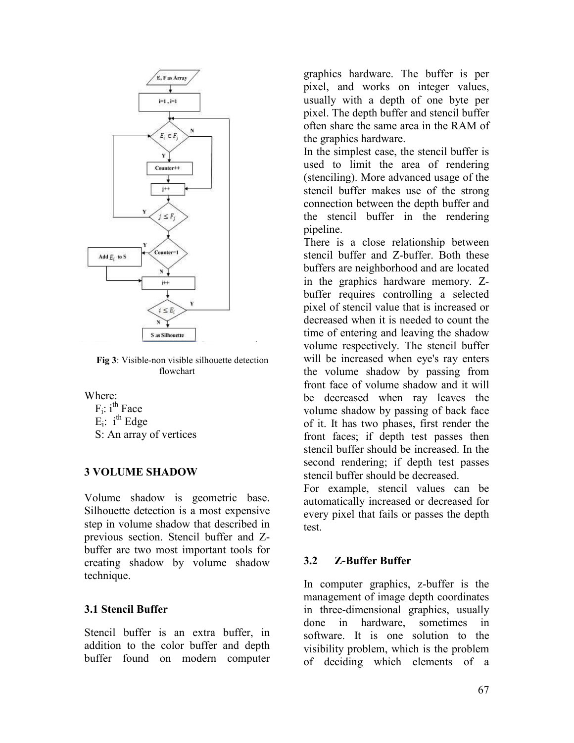Fig 3: Visible-non visible silhouette detection flowchart

Where:

$F_i$: $i^{th}$ Face
$E_i$: $i^{th}$ Edge
S: An array of vertices

## 3 VOLUME SHADOW

Volume shadow is geometric base. Silhouette detection is a most expensive step in volume shadow that described in previous section. Stencil buffer and Z-buffer are two most important tools for creating shadow by volume shadow technique.

### 3.1 Stencil Buffer

Stencil buffer is an extra buffer, in addition to the color buffer and depth buffer found on modern computer graphics hardware. The buffer is per pixel, and works on integer values, usually with a depth of one byte per pixel. The depth buffer and stencil buffer often share the same area in the RAM of the graphics hardware.

In the simplest case, the stencil buffer is used to limit the area of rendering (stenciling). More advanced usage of the stencil buffer makes use of the strong connection between the depth buffer and the stencil buffer in the rendering pipeline.

There is a close relationship between stencil buffer and Z-buffer. Both these buffers are neighborhood and are located in the graphics hardware memory. Z-buffer requires controlling a selected pixel of stencil value that is increased or decreased when it is needed to count the time of entering and leaving the shadow volume respectively. The stencil buffer will be increased when eye's ray enters the volume shadow by passing from front face of volume shadow and it will be decreased when ray leaves the volume shadow by passing of back face of it. It has two phases, first render the front faces; if depth test passes then stencil buffer should be increased. In the second rendering; if depth test passes stencil buffer should be decreased.

For example, stencil values can be automatically increased or decreased for every pixel that fails or passes the depth test.

### 3.2 Z-Buffer Buffer

In computer graphics, z-buffer is the management of image depth coordinates in three-dimensional graphics, usually done in hardware, sometimes in software. It is one solution to the visibility problem, which is the problem of deciding which elements of a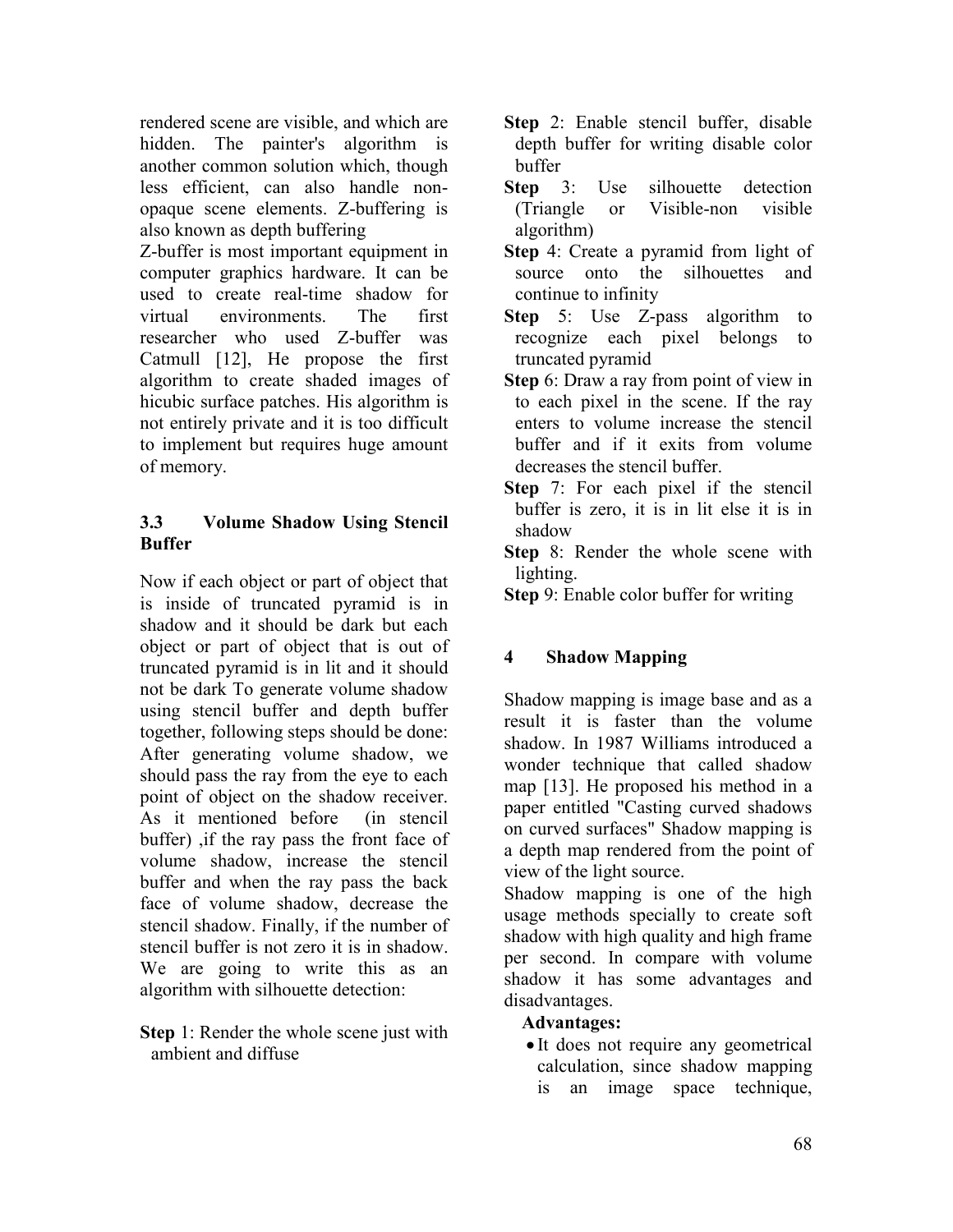rendered scene are visible, and which are hidden. The painter's algorithm is another common solution which, though less efficient, can also handle non-opaque scene elements. Z-buffering is also known as depth buffering

Z-buffer is most important equipment in computer graphics hardware. It can be used to create real-time shadow for virtual environments. The first researcher who used Z-buffer was Catmull [12], He propose the first algorithm to create shaded images of hicubic surface patches. His algorithm is not entirely private and it is too difficult to implement but requires huge amount of memory.

### 3.3 Volume Shadow Using Stencil Buffer

Now if each object or part of object that is inside of truncated pyramid is in shadow and it should be dark but each object or part of object that is out of truncated pyramid is in lit and it should not be dark To generate volume shadow using stencil buffer and depth buffer together, following steps should be done: After generating volume shadow, we should pass the ray from the eye to each point of object on the shadow receiver. As it mentioned before (in stencil buffer) ,if the ray pass the front face of volume shadow, increase the stencil buffer and when the ray pass the back face of volume shadow, decrease the stencil shadow. Finally, if the number of stencil buffer is not zero it is in shadow. We are going to write this as an algorithm with silhouette detection:

**Step** 1: Render the whole scene just with ambient and diffuse

**Step** 2: Enable stencil buffer, disable depth buffer for writing disable color buffer

**Step** 3: Use silhouette detection (Triangle or Visible-non visible algorithm)

**Step** 4: Create a pyramid from light of source onto the silhouettes and continue to infinity

**Step** 5: Use Z-pass algorithm to recognize each pixel belongs to truncated pyramid

**Step** 6: Draw a ray from point of view in to each pixel in the scene. If the ray enters to volume increase the stencil buffer and if it exits from volume decreases the stencil buffer.

**Step** 7: For each pixel if the stencil buffer is zero, it is in lit else it is in shadow

**Step** 8: Render the whole scene with lighting.

**Step** 9: Enable color buffer for writing

## 4 Shadow Mapping

Shadow mapping is image base and as a result it is faster than the volume shadow. In 1987 Williams introduced a wonder technique that called shadow map [13]. He proposed his method in a paper entitled "Casting curved shadows on curved surfaces" Shadow mapping is a depth map rendered from the point of view of the light source.

Shadow mapping is one of the high usage methods specially to create soft shadow with high quality and high frame per second. In compare with volume shadow it has some advantages and disadvantages.

**Advantages:**

- It does not require any geometrical calculation, since shadow mapping is an image space technique,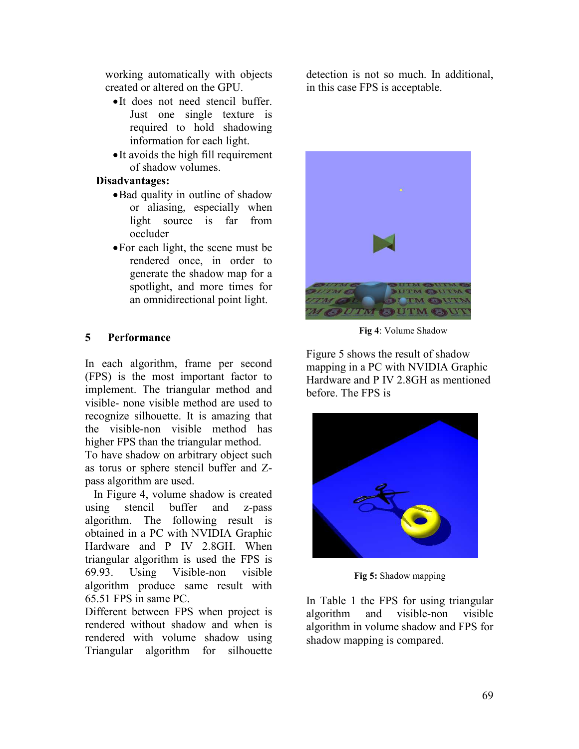working automatically with objects created or altered on the GPU.

- It does not need stencil buffer. Just one single texture is required to hold shadowing information for each light.
- It avoids the high fill requirement of shadow volumes.

**Disadvantages:**

- Bad quality in outline of shadow or aliasing, especially when light source is far from occluder
- For each light, the scene must be rendered once, in order to generate the shadow map for a spotlight, and more times for an omnidirectional point light.

## 5 Performance

In each algorithm, frame per second (FPS) is the most important factor to implement. The triangular method and visible- none visible method are used to recognize silhouette. It is amazing that the visible-non visible method has higher FPS than the triangular method.

To have shadow on arbitrary object such as torus or sphere stencil buffer and Z-pass algorithm are used.

In Figure 4, volume shadow is created using stencil buffer and z-pass algorithm. The following result is obtained in a PC with NVIDIA Graphic Hardware and P IV 2.8GH. When triangular algorithm is used the FPS is 69.93. Using Visible-non visible algorithm produce same result with 65.51 FPS in same PC.

Different between FPS when project is rendered without shadow and when is rendered with volume shadow using Triangular algorithm for silhouette detection is not so much. In additional, in this case FPS is acceptable.

**Fig 4**: Volume Shadow

Figure 5 shows the result of shadow mapping in a PC with NVIDIA Graphic Hardware and P IV 2.8GH as mentioned before. The FPS is

**Fig 5:** Shadow mapping

In Table 1 the FPS for using triangular algorithm and visible-non visible algorithm in volume shadow and FPS for shadow mapping is compared.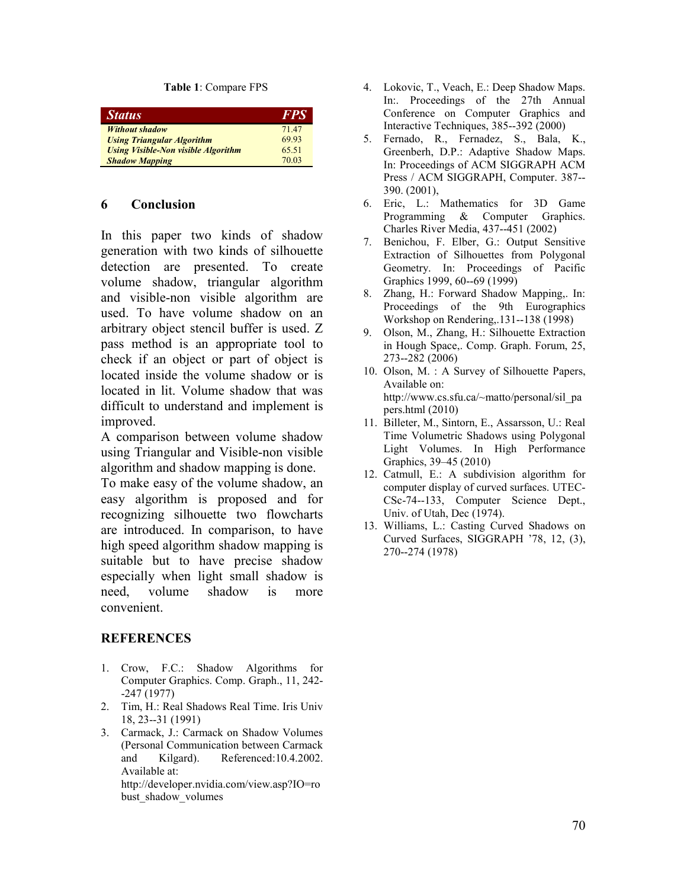**Table 1**: Compare FPS

| *Status* | *FPS* |
|---|---|
| *Without shadow* | 71.47 |
| *Using Triangular Algorithm* | 69.93 |
| *Using Visible-Non visible Algorithm* | 65.51 |
| *Shadow Mapping* | 70.03 |

## 6 Conclusion

In this paper two kinds of shadow generation with two kinds of silhouette detection are presented. To create volume shadow, triangular algorithm and visible-non visible algorithm are used. To have volume shadow on an arbitrary object stencil buffer is used. Z pass method is an appropriate tool to check if an object or part of object is located inside the volume shadow or is located in lit. Volume shadow that was difficult to understand and implement is improved.

A comparison between volume shadow using Triangular and Visible-non visible algorithm and shadow mapping is done.

To make easy of the volume shadow, an easy algorithm is proposed and for recognizing silhouette two flowcharts are introduced. In comparison, to have high speed algorithm shadow mapping is suitable but to have precise shadow especially when light small shadow is need, volume shadow is more convenient.

## REFERENCES

1. Crow, F.C.: Shadow Algorithms for Computer Graphics. Comp. Graph., 11, 242--247 (1977)
2. Tim, H.: Real Shadows Real Time. Iris Univ 18, 23--31 (1991)
3. Carmack, J.: Carmack on Shadow Volumes (Personal Communication between Carmack and Kilgard). Referenced:10.4.2002. Available at: http://developer.nvidia.com/view.asp?IO=robust_shadow_volumes
4. Lokovic, T., Veach, E.: Deep Shadow Maps. In:. Proceedings of the 27th Annual Conference on Computer Graphics and Interactive Techniques, 385--392 (2000)
5. Fernado, R., Fernadez, S., Bala, K., Greenberh, D.P.: Adaptive Shadow Maps. In: Proceedings of ACM SIGGRAPH ACM Press / ACM SIGGRAPH, Computer. 387--390. (2001),
6. Eric, L.: Mathematics for 3D Game Programming & Computer Graphics. Charles River Media, 437--451 (2002)
7. Benichou, F. Elber, G.: Output Sensitive Extraction of Silhouettes from Polygonal Geometry. In: Proceedings of Pacific Graphics 1999, 60--69 (1999)
8. Zhang, H.: Forward Shadow Mapping,. In: Proceedings of the 9th Eurographics Workshop on Rendering,.131--138 (1998)
9. Olson, M., Zhang, H.: Silhouette Extraction in Hough Space,. Comp. Graph. Forum, 25, 273--282 (2006)
10. Olson, M. : A Survey of Silhouette Papers, Available on: http://www.cs.sfu.ca/~matto/personal/sil_papers.html (2010)
11. Billeter, M., Sintorn, E., Assarsson, U.: Real Time Volumetric Shadows using Polygonal Light Volumes. In High Performance Graphics, 39–45 (2010)
12. Catmull, E.: A subdivision algorithm for computer display of curved surfaces. UTEC-CSc-74--133, Computer Science Dept., Univ. of Utah, Dec (1974).
13. Williams, L.: Casting Curved Shadows on Curved Surfaces, SIGGRAPH '78, 12, (3), 270--274 (1978)